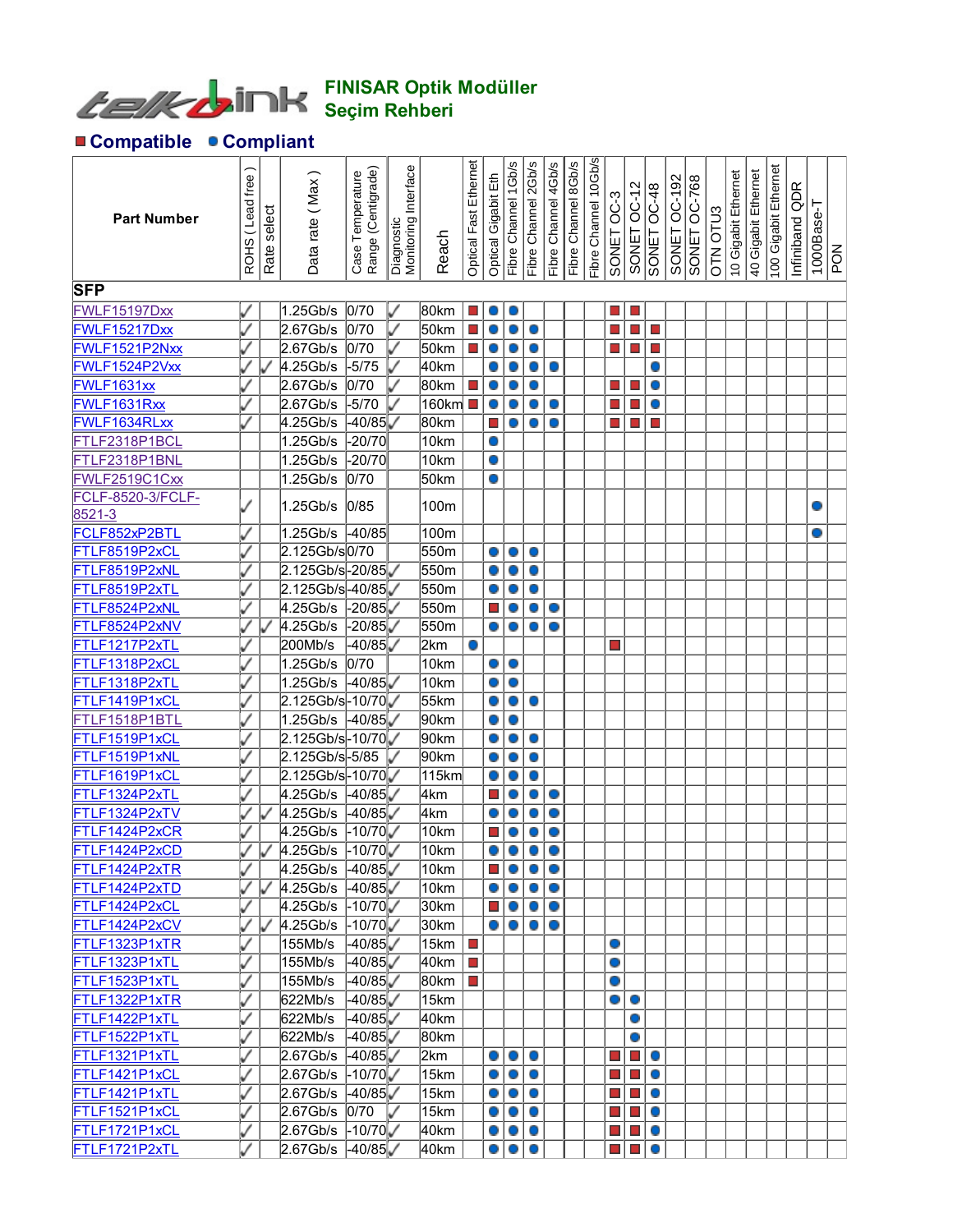# FINISAR Optik Modüller Seçim Rehberi

■ Compatible ● Compliant

| Part Number | ROHS ( Lead free ) | Rate select | Data rate ( Max ) | Case Temperature Range (Centigrade) | Diagnostic Monitoring Interface | Reach | Optical Fast Ethernet | Optical Gigabit Eth | Fibre Channel 1Gb/s | Fibre Channel 2Gb/s | Fibre Channel 4Gb/s | Fibre Channel 8Gb/s | Fibre Channel 10Gb/s | SONET OC-3 | SONET OC-12 | SONET OC-48 | SONET OC-192 | SONET OC-768 | OTN OTU3 | 10 Gigabit Ethernet | 40 Gigabit Ethernet | 100 Gigabit Ethernet | Infiniband QDR | 1000Base-T | PON |
|---|---|---|---|---|---|---|---|---|---|---|---|---|---|---|---|---|---|---|---|---|---|---|---|---|---|
| **SFP** | | | | | | | | | | | | | | | | | | | | | | | | | |
| FWLF15197Dxx | ✓ | | 1.25Gb/s | 0/70 | ✓ | 80km | ■ | ● | ● | | | | | ■ | ■ | | | | | | | | | | |
| FWLF15217Dxx | ✓ | | 2.67Gb/s | 0/70 | ✓ | 50km | ■ | ● | ● | ● | | | | ■ | ■ | ■ | | | | | | | | | |
| FWLF1521P2Nxx | ✓ | | 2.67Gb/s | 0/70 | ✓ | 50km | ■ | ● | ● | ● | | | | ■ | ■ | ■ | | | | | | | | | |
| FWLF1524P2Vxx | ✓ | ✓ | 4.25Gb/s | -5/75 | ✓ | 40km | | ● | ● | ● | ● | | | | | ● | | | | | | | | | |
| FWLF1631xx | ✓ | | 2.67Gb/s | 0/70 | ✓ | 80km | ■ | ● | ● | ● | | | | ■ | ■ | ● | | | | | | | | | |
| FWLF1631Rxx | ✓ | | 2.67Gb/s | -5/70 | ✓ | 160km | ■ | ● | ● | ● | ● | | | ■ | ■ | ● | | | | | | | | | |
| FWLF1634RLxx | ✓ | | 4.25Gb/s | -40/85 | ✓ | 80km | | ■ | ● | ● | ● | | | ■ | ■ | ■ | | | | | | | | | |
| FTLF2318P1BCL | | | 1.25Gb/s | -20/70 | | 10km | | ● | | | | | | | | | | | | | | | | | |
| FTLF2318P1BNL | | | 1.25Gb/s | -20/70 | | 10km | | ● | | | | | | | | | | | | | | | | | |
| FWLF2519C1Cxx | | | 1.25Gb/s | 0/70 | | 50km | | ● | | | | | | | | | | | | | | | | | |
| FCLF-8520-3/FCLF-8521-3 | ✓ | | 1.25Gb/s | 0/85 | | 100m | | | | | | | | | | | | | | | | | | ● | |
| FCLF852xP2BTL | ✓ | | 1.25Gb/s | -40/85 | | 100m | | | | | | | | | | | | | | | | | | ● | |
| FTLF8519P2xCL | ✓ | | 2.125Gb/s | 0/70 | | 550m | | ● | ● | ● | | | | | | | | | | | | | | | |
| FTLF8519P2xNL | ✓ | | 2.125Gb/s | -20/85 | ✓ | 550m | | ● | ● | ● | | | | | | | | | | | | | | | |
| FTLF8519P2xTL | ✓ | | 2.125Gb/s | -40/85 | ✓ | 550m | | ● | ● | ● | | | | | | | | | | | | | | | |
| FTLF8524P2xNL | ✓ | | 4.25Gb/s | -20/85 | ✓ | 550m | | ■ | ● | ● | ● | | | | | | | | | | | | | | |
| FTLF8524P2xNV | ✓ | ✓ | 4.25Gb/s | -20/85 | ✓ | 550m | | ● | ● | ● | ● | | | | | | | | | | | | | | |
| FTLF1217P2xTL | ✓ | | 200Mb/s | -40/85 | ✓ | 2km | ● | | | | | | | ■ | | | | | | | | | | | |
| FTLF1318P2xCL | ✓ | | 1.25Gb/s | 0/70 | | 10km | | ● | ● | | | | | | | | | | | | | | | | |
| FTLF1318P2xTL | ✓ | | 1.25Gb/s | -40/85 | ✓ | 10km | | ● | ● | | | | | | | | | | | | | | | | |
| FTLF1419P1xCL | ✓ | | 2.125Gb/s | -10/70 | ✓ | 55km | | ● | ● | ● | | | | | | | | | | | | | | | |
| FTLF1518P1BTL | ✓ | | 1.25Gb/s | -40/85 | ✓ | 90km | | ● | ● | | | | | | | | | | | | | | | | |
| FTLF1519P1xCL | ✓ | | 2.125Gb/s | -10/70 | ✓ | 90km | | ● | ● | ● | | | | | | | | | | | | | | | |
| FTLF1519P1xNL | ✓ | | 2.125Gb/s | -5/85 | ✓ | 90km | | ● | ● | ● | | | | | | | | | | | | | | | |
| FTLF1619P1xCL | ✓ | | 2.125Gb/s | -10/70 | ✓ | 115km | | ● | ● | ● | | | | | | | | | | | | | | | |
| FTLF1324P2xTL | ✓ | | 4.25Gb/s | -40/85 | ✓ | 4km | | ■ | ● | ● | ● | | | | | | | | | | | | | | |
| FTLF1324P2xTV | ✓ | ✓ | 4.25Gb/s | -40/85 | ✓ | 4km | | ● | ● | ● | ● | | | | | | | | | | | | | | |
| FTLF1424P2xCR | ✓ | | 4.25Gb/s | -10/70 | ✓ | 10km | | ■ | ● | ● | ● | | | | | | | | | | | | | | |
| FTLF1424P2xCD | ✓ | ✓ | 4.25Gb/s | -10/70 | ✓ | 10km | | ● | ● | ● | ● | | | | | | | | | | | | | | |
| FTLF1424P2xTR | ✓ | | 4.25Gb/s | -40/85 | ✓ | 10km | | ■ | ● | ● | ● | | | | | | | | | | | | | | |
| FTLF1424P2xTD | ✓ | ✓ | 4.25Gb/s | -40/85 | ✓ | 10km | | ● | ● | ● | ● | | | | | | | | | | | | | | |
| FTLF1424P2xCL | ✓ | | 4.25Gb/s | -10/70 | ✓ | 30km | | ■ | ● | ● | ● | | | | | | | | | | | | | | |
| FTLF1424P2xCV | ✓ | ✓ | 4.25Gb/s | -10/70 | ✓ | 30km | | ● | ● | ● | ● | | | | | | | | | | | | | | |
| FTLF1323P1xTR | ✓ | | 155Mb/s | -40/85 | ✓ | 15km | ■ | | | | | | | ● | | | | | | | | | | | |
| FTLF1323P1xTL | ✓ | | 155Mb/s | -40/85 | ✓ | 40km | ■ | | | | | | | ● | | | | | | | | | | | |
| FTLF1523P1xTL | ✓ | | 155Mb/s | -40/85 | ✓ | 80km | ■ | | | | | | | ● | | | | | | | | | | | |
| FTLF1322P1xTR | ✓ | | 622Mb/s | -40/85 | ✓ | 15km | | | | | | | | ● | ● | | | | | | | | | | |
| FTLF1422P1xTL | ✓ | | 622Mb/s | -40/85 | ✓ | 40km | | | | | | | | | ● | | | | | | | | | | |
| FTLF1522P1xTL | ✓ | | 622Mb/s | -40/85 | ✓ | 80km | | | | | | | | | ● | | | | | | | | | | |
| FTLF1321P1xTL | ✓ | | 2.67Gb/s | -40/85 | ✓ | 2km | | ● | ● | ● | | | | ■ | ■ | ● | | | | | | | | | |
| FTLF1421P1xCL | ✓ | | 2.67Gb/s | -10/70 | ✓ | 15km | | ● | ● | ● | | | | ■ | ■ | ● | | | | | | | | | |
| FTLF1421P1xTL | ✓ | | 2.67Gb/s | -40/85 | ✓ | 15km | | ● | ● | ● | | | | ■ | ■ | ● | | | | | | | | | |
| FTLF1521P1xCL | ✓ | | 2.67Gb/s | 0/70 | ✓ | 15km | | ● | ● | ● | | | | ■ | ■ | ● | | | | | | | | | |
| FTLF1721P1xCL | ✓ | | 2.67Gb/s | -10/70 | ✓ | 40km | | ● | ● | ● | | | | ■ | ■ | ● | | | | | | | | | |
| FTLF1721P2xTL | ✓ | | 2.67Gb/s | -40/85 | ✓ | 40km | | ● | ● | ● | | | | ■ | ■ | ● | | | | | | | | | |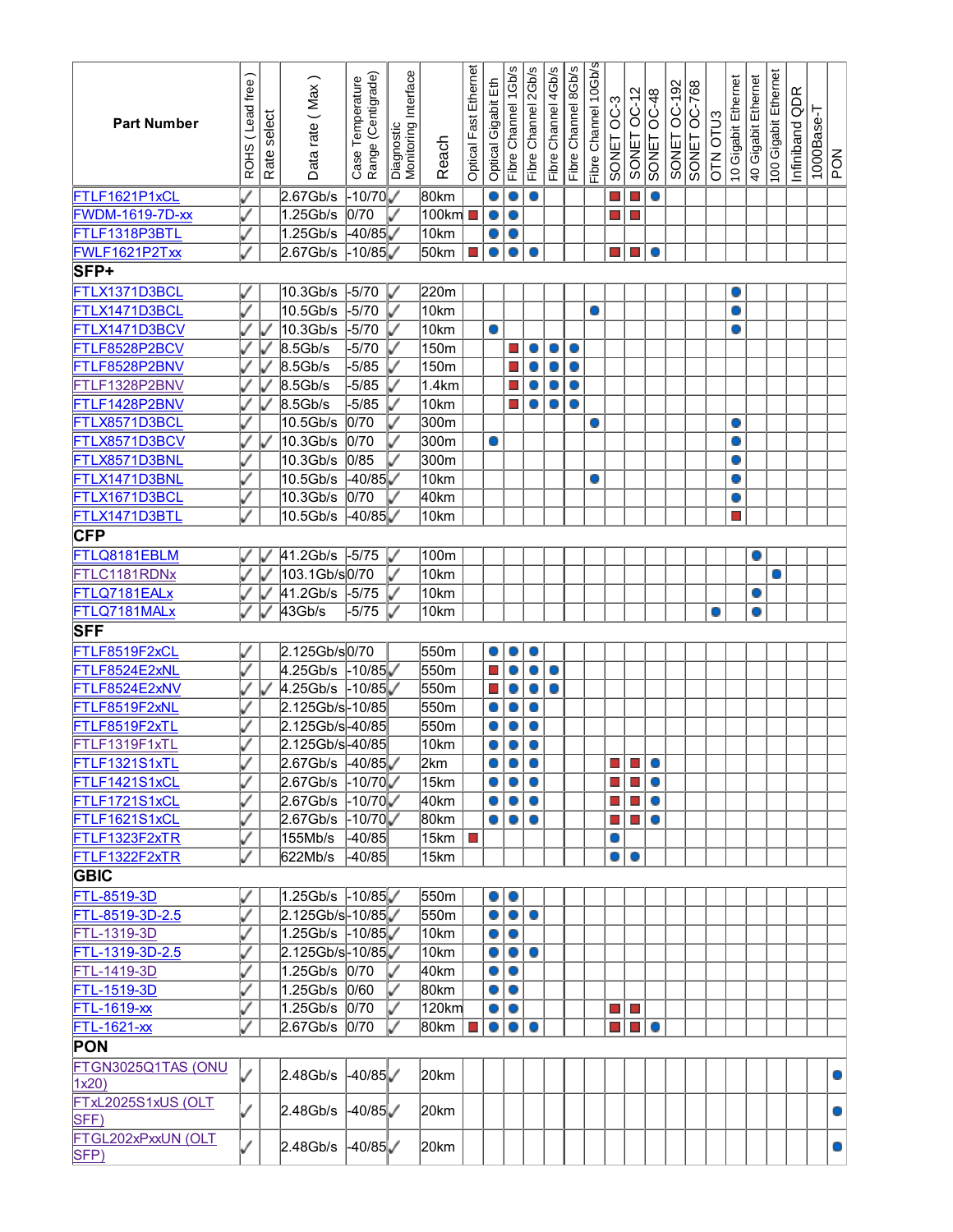| Part Number | ROHS ( Lead free ) | Rate select | Data rate ( Max ) | Case Temperature Range (Centigrade) | Diagnostic Monitoring Interface | Reach | Optical Fast Ethernet | Optical Gigabit Eth | Fibre Channel 1Gb/s | Fibre Channel 2Gb/s | Fibre Channel 4Gb/s | Fibre Channel 8Gb/s | Fibre Channel 10Gb/s | SONET OC-3 | SONET OC-12 | SONET OC-48 | SONET OC-192 | SONET OC-768 | OTN OTU3 | 10 Gigabit Ethernet | 40 Gigabit Ethernet | 100 Gigabit Ethernet | Infiniband QDR | 1000Base-T | PON |
|---|---|---|---|---|---|---|---|---|---|---|---|---|---|---|---|---|---|---|---|---|---|---|---|---|---|
| FTLF1621P1xCL | ✓ | | 2.67Gb/s | -10/70 | ✓ | 80km | | ● | ● | ● | | | | ■ | ■ | ● | | | | | | | | | |
| FWDM-1619-7D-xx | ✓ | | 1.25Gb/s | 0/70 | ✓ | 100km | ■ | ● | ● | | | | | ■ | ■ | | | | | | | | | | |
| FTLF1318P3BTL | ✓ | | 1.25Gb/s | -40/85 | ✓ | 10km | | ● | ● | | | | | | | | | | | | | | | | |
| FWLF1621P2Txx | ✓ | | 2.67Gb/s | -10/85 | ✓ | 50km | ■ | ● | ● | ● | | | | ■ | ■ | ● | | | | | | | | | |
| **SFP+** | | | | | | | | | | | | | | | | | | | | | | | | | |
| FTLX1371D3BCL | ✓ | | 10.3Gb/s | -5/70 | ✓ | 220m | | | | | | | | | | | | | | ● | | | | | |
| FTLX1471D3BCL | ✓ | | 10.5Gb/s | -5/70 | ✓ | 10km | | | | | | | ● | | | | | | | ● | | | | | |
| FTLX1471D3BCV | ✓ | ✓ | 10.3Gb/s | -5/70 | ✓ | 10km | | ● | | | | | | | | | | | | ● | | | | | |
| FTLF8528P2BCV | ✓ | ✓ | 8.5Gb/s | -5/70 | ✓ | 150m | | | ■ | ● | ● | ● | | | | | | | | | | | | | |
| FTLF8528P2BNV | ✓ | ✓ | 8.5Gb/s | -5/85 | ✓ | 150m | | | ■ | ● | ● | ● | | | | | | | | | | | | | |
| FTLF1328P2BNV | ✓ | ✓ | 8.5Gb/s | -5/85 | ✓ | 1.4km | | | ■ | ● | ● | ● | | | | | | | | | | | | | |
| FTLF1428P2BNV | ✓ | ✓ | 8.5Gb/s | -5/85 | ✓ | 10km | | | ■ | ● | ● | ● | | | | | | | | | | | | | |
| FTLX8571D3BCL | ✓ | | 10.5Gb/s | 0/70 | ✓ | 300m | | | | | | | ● | | | | | | | ● | | | | | |
| FTLX8571D3BCV | ✓ | ✓ | 10.3Gb/s | 0/70 | ✓ | 300m | | ● | | | | | | | | | | | | ● | | | | | |
| FTLX8571D3BNL | ✓ | | 10.3Gb/s | 0/85 | ✓ | 300m | | | | | | | | | | | | | | ● | | | | | |
| FTLX1471D3BNL | ✓ | | 10.5Gb/s | -40/85 | ✓ | 10km | | | | | | | ● | | | | | | | ● | | | | | |
| FTLX1671D3BCL | ✓ | | 10.3Gb/s | 0/70 | ✓ | 40km | | | | | | | | | | | | | | ● | | | | | |
| FTLX1471D3BTL | ✓ | | 10.5Gb/s | -40/85 | ✓ | 10km | | | | | | | | | | | | | | ■ | | | | | |
| **CFP** | | | | | | | | | | | | | | | | | | | | | | | | | |
| FTLQ8181EBLM | ✓ | ✓ | 41.2Gb/s | -5/75 | ✓ | 100m | | | | | | | | | | | | | | | ● | | | | |
| FTLC1181RDNx | ✓ | ✓ | 103.1Gb/s | 0/70 | ✓ | 10km | | | | | | | | | | | | | | | | ● | | | |
| FTLQ7181EALx | ✓ | ✓ | 41.2Gb/s | -5/75 | ✓ | 10km | | | | | | | | | | | | | | | ● | | | | |
| FTLQ7181MALx | ✓ | ✓ | 43Gb/s | -5/75 | ✓ | 10km | | | | | | | | | | | | | ● | | ● | | | | |
| **SFF** | | | | | | | | | | | | | | | | | | | | | | | | | |
| FTLF8519F2xCL | ✓ | | 2.125Gb/s | 0/70 | | 550m | | ● | ● | ● | | | | | | | | | | | | | | | |
| FTLF8524E2xNL | ✓ | | 4.25Gb/s | -10/85 | ✓ | 550m | | ■ | ● | ● | ● | | | | | | | | | | | | | | |
| FTLF8524E2xNV | ✓ | ✓ | 4.25Gb/s | -10/85 | ✓ | 550m | | ■ | ● | ● | ● | | | | | | | | | | | | | | |
| FTLF8519F2xNL | ✓ | | 2.125Gb/s | -10/85 | | 550m | | ● | ● | ● | | | | | | | | | | | | | | | |
| FTLF8519F2xTL | ✓ | | 2.125Gb/s | -40/85 | | 550m | | ● | ● | ● | | | | | | | | | | | | | | | |
| FTLF1319F1xTL | ✓ | | 2.125Gb/s | -40/85 | | 10km | | ● | ● | ● | | | | | | | | | | | | | | | |
| FTLF1321S1xTL | ✓ | | 2.67Gb/s | -40/85 | ✓ | 2km | | ● | ● | ● | | | | ■ | ■ | ● | | | | | | | | | |
| FTLF1421S1xCL | ✓ | | 2.67Gb/s | -10/70 | ✓ | 15km | | ● | ● | ● | | | | ■ | ■ | ● | | | | | | | | | |
| FTLF1721S1xCL | ✓ | | 2.67Gb/s | -10/70 | ✓ | 40km | | ● | ● | ● | | | | ■ | ■ | ● | | | | | | | | | |
| FTLF1621S1xCL | ✓ | | 2.67Gb/s | -10/70 | ✓ | 80km | | ● | ● | ● | | | | ■ | ■ | ● | | | | | | | | | |
| FTLF1323F2xTR | ✓ | | 155Mb/s | -40/85 | | 15km | ■ | | | | | | | ● | | | | | | | | | | | |
| FTLF1322F2xTR | ✓ | | 622Mb/s | -40/85 | | 15km | | | | | | | | ● | ● | | | | | | | | | | |
| **GBIC** | | | | | | | | | | | | | | | | | | | | | | | | | |
| FTL-8519-3D | ✓ | | 1.25Gb/s | -10/85 | ✓ | 550m | | ● | ● | | | | | | | | | | | | | | | | |
| FTL-8519-3D-2.5 | ✓ | | 2.125Gb/s | -10/85 | ✓ | 550m | | ● | ● | ● | | | | | | | | | | | | | | | |
| FTL-1319-3D | ✓ | | 1.25Gb/s | -10/85 | ✓ | 10km | | ● | ● | | | | | | | | | | | | | | | | |
| FTL-1319-3D-2.5 | ✓ | | 2.125Gb/s | -10/85 | ✓ | 10km | | ● | ● | ● | | | | | | | | | | | | | | | |
| FTL-1419-3D | ✓ | | 1.25Gb/s | 0/70 | ✓ | 40km | | ● | ● | | | | | | | | | | | | | | | | |
| FTL-1519-3D | ✓ | | 1.25Gb/s | 0/60 | ✓ | 80km | | ● | ● | | | | | | | | | | | | | | | | |
| FTL-1619-xx | ✓ | | 1.25Gb/s | 0/70 | ✓ | 120km | | ● | ● | | | | | ■ | ■ | | | | | | | | | | |
| FTL-1621-xx | ✓ | | 2.67Gb/s | 0/70 | ✓ | 80km | ■ | ● | ● | ● | | | | ■ | ■ | ● | | | | | | | | | |
| **PON** | | | | | | | | | | | | | | | | | | | | | | | | | |
| FTGN3025Q1TAS (ONU 1x20) | ✓ | | 2.48Gb/s | -40/85 | ✓ | 20km | | | | | | | | | | | | | | | | | | | ● |
| FTxL2025S1xUS (OLT SFF) | ✓ | | 2.48Gb/s | -40/85 | ✓ | 20km | | | | | | | | | | | | | | | | | | | ● |
| FTGL202xPxxUN (OLT SFP) | ✓ | | 2.48Gb/s | -40/85 | ✓ | 20km | | | | | | | | | | | | | | | | | | | ● |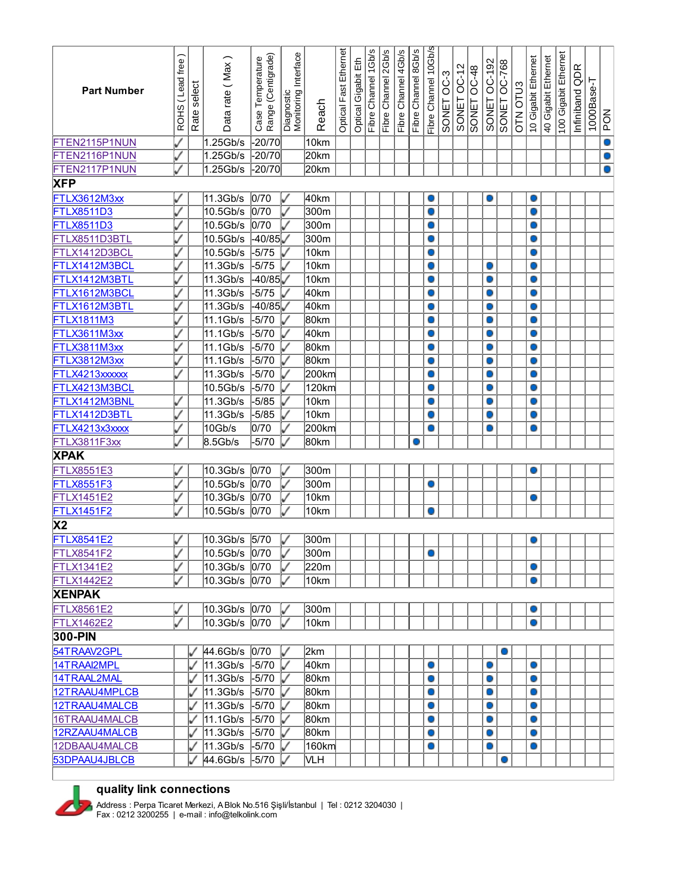| Part Number | ROHS ( Lead free ) | Rate select | Data rate ( Max ) | Case Temperature Range (Centigrade) | Diagnostic Monitoring Interface | Reach | Optical Fast Ethernet | Optical Gigabit Eth | Fibre Channel 1Gb/s | Fibre Channel 2Gb/s | Fibre Channel 4Gb/s | Fibre Channel 8Gb/s | Fibre Channel 10Gb/s | SONET OC-3 | SONET OC-12 | SONET OC-48 | SONET OC-192 | SONET OC-768 | OTN OTU3 | 10 Gigabit Ethernet | 40 Gigabit Ethernet | 100 Gigabit Ethernet | Infiniband QDR | 1000Base-T | PON |
|---|---|---|---|---|---|---|---|---|---|---|---|---|---|---|---|---|---|---|---|---|---|---|---|---|---|
| FTEN2115P1NUN | ✓ | | 1.25Gb/s | -20/70 | | 10km | | | | | | | | | | | | | | | | | | | ● |
| FTEN2116P1NUN | ✓ | | 1.25Gb/s | -20/70 | | 20km | | | | | | | | | | | | | | | | | | | ● |
| FTEN2117P1NUN | ✓ | | 1.25Gb/s | -20/70 | | 20km | | | | | | | | | | | | | | | | | | | ● |
| **XFP** | | | | | | | | | | | | | | | | | | | | | | | | | |
| FTLX3612M3xx | ✓ | | 11.3Gb/s | 0/70 | ✓ | 40km | | | | | | | ● | | | | ● | | | ● | | | | | |
| FTLX8511D3 | ✓ | | 10.5Gb/s | 0/70 | ✓ | 300m | | | | | | | ● | | | | | | | ● | | | | | |
| FTLX8511D3 | ✓ | | 10.5Gb/s | 0/70 | ✓ | 300m | | | | | | | ● | | | | | | | ● | | | | | |
| FTLX8511D3BTL | ✓ | | 10.5Gb/s | -40/85 | ✓ | 300m | | | | | | | ● | | | | | | | ● | | | | | |
| FTLX1412D3BCL | ✓ | | 10.5Gb/s | -5/75 | ✓ | 10km | | | | | | | ● | | | | | | | ● | | | | | |
| FTLX1412M3BCL | ✓ | | 11.3Gb/s | -5/75 | ✓ | 10km | | | | | | | ● | | | | ● | | | ● | | | | | |
| FTLX1412M3BTL | ✓ | | 11.3Gb/s | -40/85 | ✓ | 10km | | | | | | | ● | | | | ● | | | ● | | | | | |
| FTLX1612M3BCL | ✓ | | 11.3Gb/s | -5/75 | ✓ | 40km | | | | | | | ● | | | | ● | | | ● | | | | | |
| FTLX1612M3BTL | ✓ | | 11.3Gb/s | -40/85 | ✓ | 40km | | | | | | | ● | | | | ● | | | ● | | | | | |
| FTLX1811M3 | ✓ | | 11.1Gb/s | -5/70 | ✓ | 80km | | | | | | | ● | | | | ● | | | ● | | | | | |
| FTLX3611M3xx | ✓ | | 11.1Gb/s | -5/70 | ✓ | 40km | | | | | | | ● | | | | ● | | | ● | | | | | |
| FTLX3811M3xx | ✓ | | 11.1Gb/s | -5/70 | ✓ | 80km | | | | | | | ● | | | | ● | | | ● | | | | | |
| FTLX3812M3xx | ✓ | | 11.1Gb/s | -5/70 | ✓ | 80km | | | | | | | ● | | | | ● | | | ● | | | | | |
| FTLX4213xxxxxx | ✓ | | 11.3Gb/s | -5/70 | ✓ | 200km | | | | | | | ● | | | | ● | | | ● | | | | | |
| FTLX4213M3BCL | | | 10.5Gb/s | -5/70 | ✓ | 120km | | | | | | | ● | | | | ● | | | ● | | | | | |
| FTLX1412M3BNL | ✓ | | 11.3Gb/s | -5/85 | ✓ | 10km | | | | | | | ● | | | | ● | | | ● | | | | | |
| FTLX1412D3BTL | ✓ | | 11.3Gb/s | -5/85 | ✓ | 10km | | | | | | | ● | | | | ● | | | ● | | | | | |
| FTLX4213x3xxxx | ✓ | | 10Gb/s | 0/70 | ✓ | 200km | | | | | | | ● | | | | ● | | | ● | | | | | |
| FTLX3811F3xx | ✓ | | 8.5Gb/s | -5/70 | ✓ | 80km | | | | | | ● | | | | | | | | | | | | | |
| **XPAK** | | | | | | | | | | | | | | | | | | | | | | | | | |
| FTLX8551E3 | ✓ | | 10.3Gb/s | 0/70 | ✓ | 300m | | | | | | | | | | | | | | ● | | | | | |
| FTLX8551F3 | ✓ | | 10.5Gb/s | 0/70 | ✓ | 300m | | | | | | | ● | | | | | | | | | | | | |
| FTLX1451E2 | ✓ | | 10.3Gb/s | 0/70 | ✓ | 10km | | | | | | | | | | | | | | ● | | | | | |
| FTLX1451F2 | ✓ | | 10.5Gb/s | 0/70 | ✓ | 10km | | | | | | | ● | | | | | | | | | | | | |
| **X2** | | | | | | | | | | | | | | | | | | | | | | | | | |
| FTLX8541E2 | ✓ | | 10.3Gb/s | 5/70 | ✓ | 300m | | | | | | | | | | | | | | ● | | | | | |
| FTLX8541F2 | ✓ | | 10.5Gb/s | 0/70 | ✓ | 300m | | | | | | | ● | | | | | | | | | | | | |
| FTLX1341E2 | ✓ | | 10.3Gb/s | 0/70 | ✓ | 220m | | | | | | | | | | | | | | ● | | | | | |
| FTLX1442E2 | ✓ | | 10.3Gb/s | 0/70 | ✓ | 10km | | | | | | | | | | | | | | ● | | | | | |
| **XENPAK** | | | | | | | | | | | | | | | | | | | | | | | | | |
| FTLX8561E2 | ✓ | | 10.3Gb/s | 0/70 | ✓ | 300m | | | | | | | | | | | | | | ● | | | | | |
| FTLX1462E2 | ✓ | | 10.3Gb/s | 0/70 | ✓ | 10km | | | | | | | | | | | | | | ● | | | | | |
| **300-PIN** | | | | | | | | | | | | | | | | | | | | | | | | | |
| 54TRAAV2GPL | | ✓ | 44.6Gb/s | 0/70 | ✓ | 2km | | | | | | | | | | | | ● | | | | | | | |
| 14TRAAI2MPL | | ✓ | 11.3Gb/s | -5/70 | ✓ | 40km | | | | | | | ● | | | | ● | | | ● | | | | | |
| 14TRAAL2MAL | | ✓ | 11.3Gb/s | -5/70 | ✓ | 80km | | | | | | | ● | | | | ● | | | ● | | | | | |
| 12TRAAU4MPLCB | | ✓ | 11.3Gb/s | -5/70 | ✓ | 80km | | | | | | | ● | | | | ● | | | ● | | | | | |
| 12TRAAU4MALCB | | ✓ | 11.3Gb/s | -5/70 | ✓ | 80km | | | | | | | ● | | | | ● | | | ● | | | | | |
| 16TRAAU4MALCB | | ✓ | 11.1Gb/s | -5/70 | ✓ | 80km | | | | | | | ● | | | | ● | | | ● | | | | | |
| 12RZAAU4MALCB | | ✓ | 11.3Gb/s | -5/70 | ✓ | 80km | | | | | | | ● | | | | ● | | | ● | | | | | |
| 12DBAAU4MALCB | | ✓ | 11.3Gb/s | -5/70 | ✓ | 160km | | | | | | | ● | | | | ● | | | ● | | | | | |
| 53DPAAU4JBLCB | | ✓ | 44.6Gb/s | -5/70 | ✓ | VLH | | | | | | | | | | | | ● | | | | | | | |

**quality link connections**

Address : Perpa Ticaret Merkezi, A Blok No.516 Şişli/İstanbul | Tel : 0212 3204030 | Fax : 0212 3200255 | e-mail : info@telkolink.com